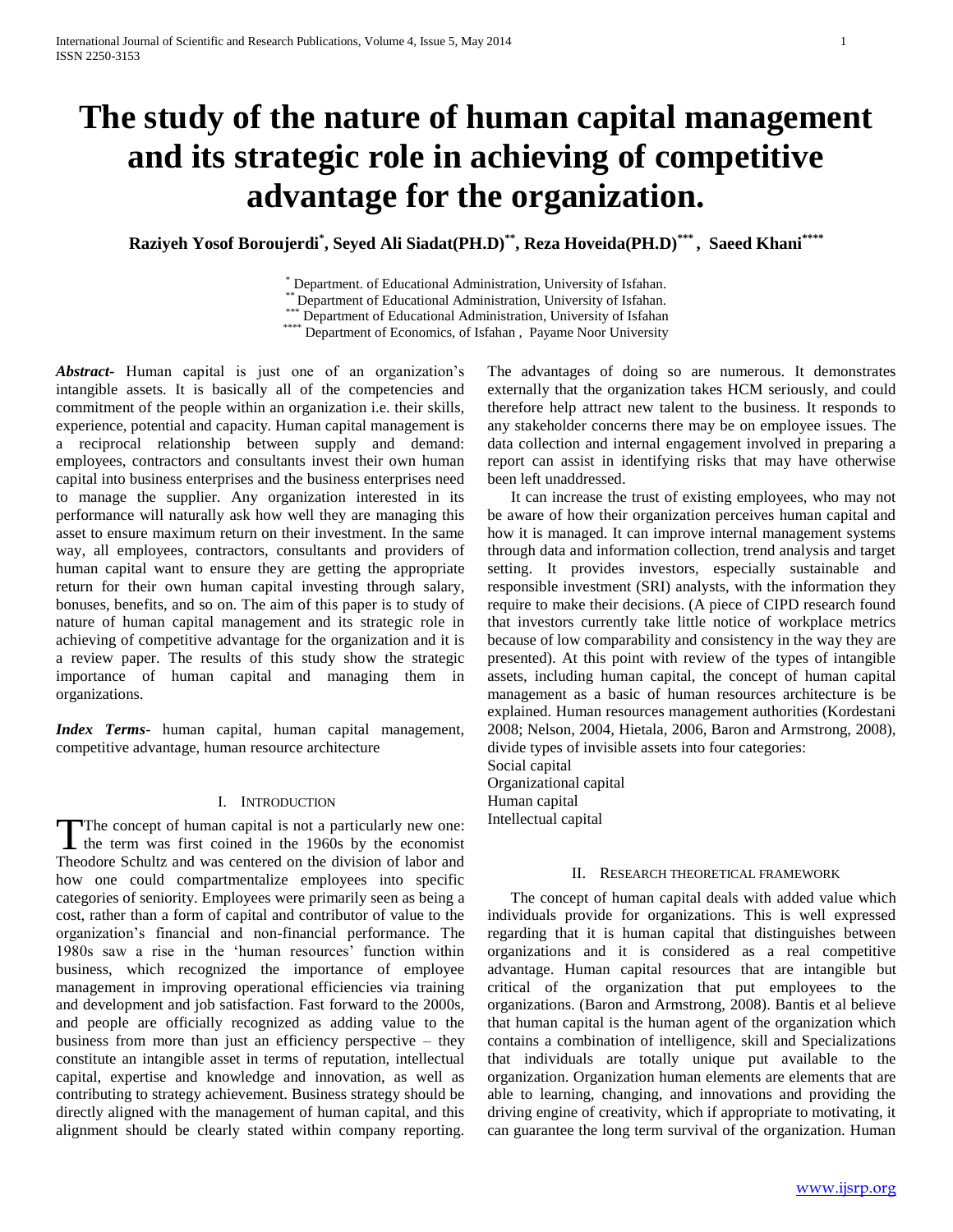# The study of the nature of human capital management and its strategic role in achieving of competitive advantage for the organization.

**Raziyeh Yosof Boroujerdi[*], Seyed Ali Siadat(PH.D)[**], Reza Hoveida(PH.D)[***], Saeed Khani[****]**

[*] Department. of Educational Administration, University of Isfahan.
[**] Department of Educational Administration, University of Isfahan.
[***] Department of Educational Administration, University of Isfahan
[****] Department of Economics, of Isfahan , Payame Noor University

***Abstract***- Human capital is just one of an organization's intangible assets. It is basically all of the competencies and commitment of the people within an organization i.e. their skills, experience, potential and capacity. Human capital management is a reciprocal relationship between supply and demand: employees, contractors and consultants invest their own human capital into business enterprises and the business enterprises need to manage the supplier. Any organization interested in its performance will naturally ask how well they are managing this asset to ensure maximum return on their investment. In the same way, all employees, contractors, consultants and providers of human capital want to ensure they are getting the appropriate return for their own human capital investing through salary, bonuses, benefits, and so on. The aim of this paper is to study of nature of human capital management and its strategic role in achieving of competitive advantage for the organization and it is a review paper. The results of this study show the strategic importance of human capital and managing them in organizations.

***Index Terms***- human capital, human capital management, competitive advantage, human resource architecture

## I. Introduction

The concept of human capital is not a particularly new one: the term was first coined in the 1960s by the economist Theodore Schultz and was centered on the division of labor and how one could compartmentalize employees into specific categories of seniority. Employees were primarily seen as being a cost, rather than a form of capital and contributor of value to the organization's financial and non-financial performance. The 1980s saw a rise in the 'human resources' function within business, which recognized the importance of employee management in improving operational efficiencies via training and development and job satisfaction. Fast forward to the 2000s, and people are officially recognized as adding value to the business from more than just an efficiency perspective – they constitute an intangible asset in terms of reputation, intellectual capital, expertise and knowledge and innovation, as well as contributing to strategy achievement. Business strategy should be directly aligned with the management of human capital, and this alignment should be clearly stated within company reporting. The advantages of doing so are numerous. It demonstrates externally that the organization takes HCM seriously, and could therefore help attract new talent to the business. It responds to any stakeholder concerns there may be on employee issues. The data collection and internal engagement involved in preparing a report can assist in identifying risks that may have otherwise been left unaddressed.

It can increase the trust of existing employees, who may not be aware of how their organization perceives human capital and how it is managed. It can improve internal management systems through data and information collection, trend analysis and target setting. It provides investors, especially sustainable and responsible investment (SRI) analysts, with the information they require to make their decisions. (A piece of CIPD research found that investors currently take little notice of workplace metrics because of low comparability and consistency in the way they are presented). At this point with review of the types of intangible assets, including human capital, the concept of human capital management as a basic of human resources architecture is be explained. Human resources management authorities (Kordestani 2008; Nelson, 2004, Hietala, 2006, Baron and Armstrong, 2008), divide types of invisible assets into four categories:

Social capital
Organizational capital
Human capital
Intellectual capital

## II. Research Theoretical Framework

The concept of human capital deals with added value which individuals provide for organizations. This is well expressed regarding that it is human capital that distinguishes between organizations and it is considered as a real competitive advantage. Human capital resources that are intangible but critical of the organization that put employees to the organizations. (Baron and Armstrong, 2008). Bantis et al believe that human capital is the human agent of the organization which contains a combination of intelligence, skill and Specializations that individuals are totally unique put available to the organization. Organization human elements are elements that are able to learning, changing, and innovations and providing the driving engine of creativity, which if appropriate to motivating, it can guarantee the long term survival of the organization. Human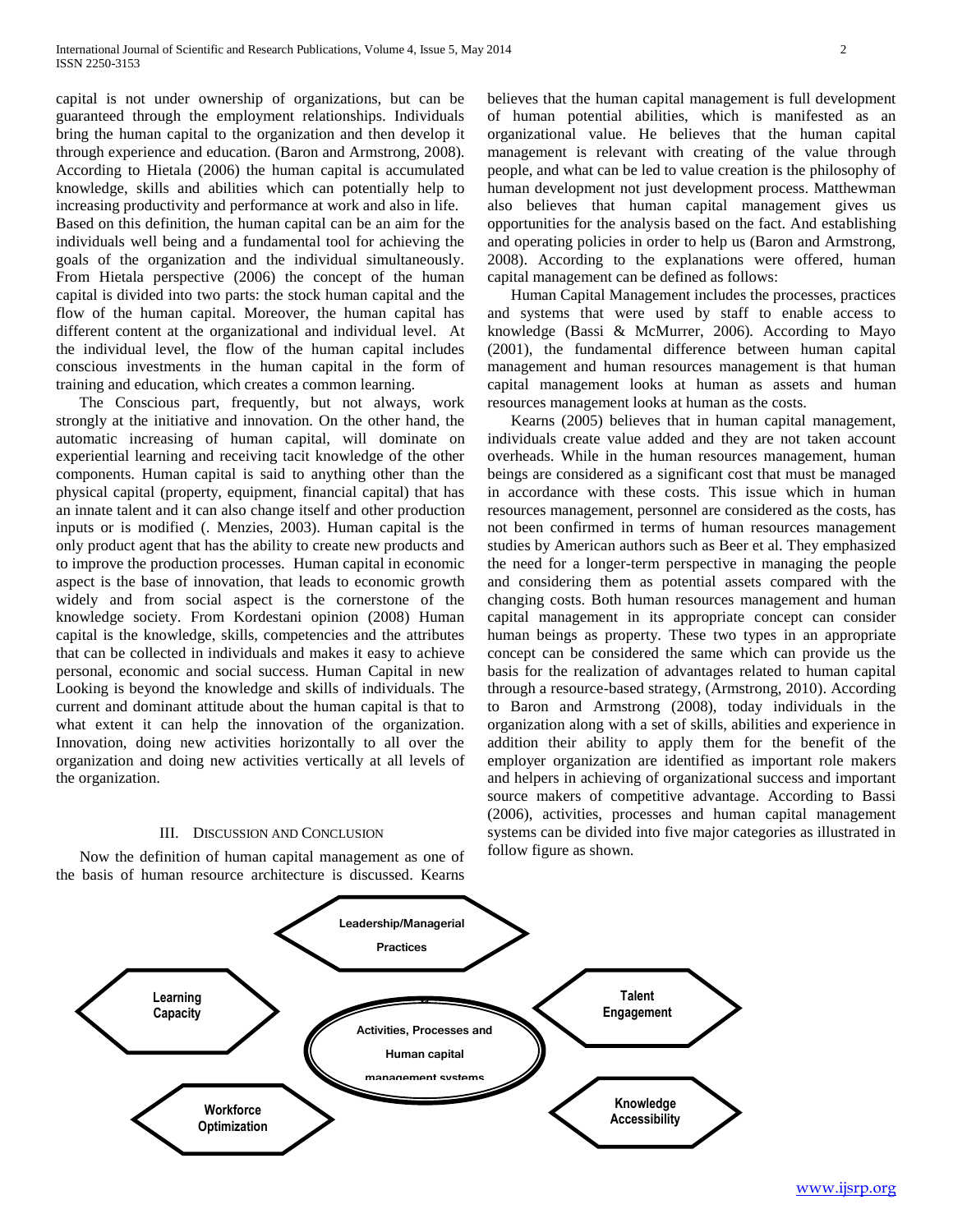capital is not under ownership of organizations, but can be guaranteed through the employment relationships. Individuals bring the human capital to the organization and then develop it through experience and education. (Baron and Armstrong, 2008). According to Hietala (2006) the human capital is accumulated knowledge, skills and abilities which can potentially help to increasing productivity and performance at work and also in life. Based on this definition, the human capital can be an aim for the individuals well being and a fundamental tool for achieving the goals of the organization and the individual simultaneously. From Hietala perspective (2006) the concept of the human capital is divided into two parts: the stock human capital and the flow of the human capital. Moreover, the human capital has different content at the organizational and individual level. At the individual level, the flow of the human capital includes conscious investments in the human capital in the form of training and education, which creates a common learning.

The Conscious part, frequently, but not always, work strongly at the initiative and innovation. On the other hand, the automatic increasing of human capital, will dominate on experiential learning and receiving tacit knowledge of the other components. Human capital is said to anything other than the physical capital (property, equipment, financial capital) that has an innate talent and it can also change itself and other production inputs or is modified (. Menzies, 2003). Human capital is the only product agent that has the ability to create new products and to improve the production processes. Human capital in economic aspect is the base of innovation, that leads to economic growth widely and from social aspect is the cornerstone of the knowledge society. From Kordestani opinion (2008) Human capital is the knowledge, skills, competencies and the attributes that can be collected in individuals and makes it easy to achieve personal, economic and social success. Human Capital in new Looking is beyond the knowledge and skills of individuals. The current and dominant attitude about the human capital is that to what extent it can help the innovation of the organization. Innovation, doing new activities horizontally to all over the organization and doing new activities vertically at all levels of the organization.

## III. Discussion and Conclusion

Now the definition of human capital management as one of the basis of human resource architecture is discussed. Kearns believes that the human capital management is full development of human potential abilities, which is manifested as an organizational value. He believes that the human capital management is relevant with creating of the value through people, and what can be led to value creation is the philosophy of human development not just development process. Matthewman also believes that human capital management gives us opportunities for the analysis based on the fact. And establishing and operating policies in order to help us (Baron and Armstrong, 2008). According to the explanations were offered, human capital management can be defined as follows:

Human Capital Management includes the processes, practices and systems that were used by staff to enable access to knowledge (Bassi & McMurrer, 2006). According to Mayo (2001), the fundamental difference between human capital management and human resources management is that human capital management looks at human as assets and human resources management looks at human as the costs.

Kearns (2005) believes that in human capital management, individuals create value added and they are not taken account overheads. While in the human resources management, human beings are considered as a significant cost that must be managed in accordance with these costs. This issue which in human resources management, personnel are considered as the costs, has not been confirmed in terms of human resources management studies by American authors such as Beer et al. They emphasized the need for a longer-term perspective in managing the people and considering them as potential assets compared with the changing costs. Both human resources management and human capital management in its appropriate concept can consider human beings as property. These two types in an appropriate concept can be considered the same which can provide us the basis for the realization of advantages related to human capital through a resource-based strategy, (Armstrong, 2010). According to Baron and Armstrong (2008), today individuals in the organization along with a set of skills, abilities and experience in addition their ability to apply them for the benefit of the employer organization are identified as important role makers and helpers in achieving of organizational success and important source makers of competitive advantage. According to Bassi (2006), activities, processes and human capital management systems can be divided into five major categories as illustrated in follow figure as shown.

Leadership/Managerial Practices

Learning Capacity

Talent Engagement

Activities, Processes and Human capital management systems

Workforce Optimization

Knowledge Accessibility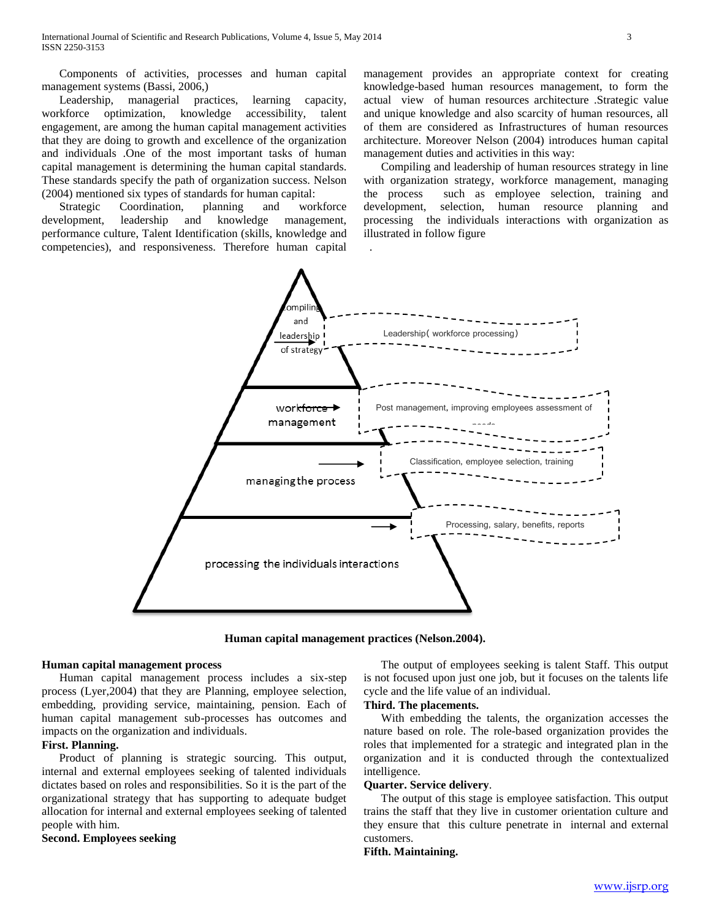Components of activities, processes and human capital management systems (Bassi, 2006,)

Leadership, managerial practices, learning capacity, workforce optimization, knowledge accessibility, talent engagement, are among the human capital management activities that they are doing to growth and excellence of the organization and individuals .One of the most important tasks of human capital management is determining the human capital standards. These standards specify the path of organization success. Nelson (2004) mentioned six types of standards for human capital:

Strategic Coordination, planning and workforce development, leadership and knowledge management, performance culture, Talent Identification (skills, knowledge and competencies), and responsiveness. Therefore human capital management provides an appropriate context for creating knowledge-based human resources management, to form the actual view of human resources architecture .Strategic value and unique knowledge and also scarcity of human resources, all of them are considered as Infrastructures of human resources architecture. Moreover Nelson (2004) introduces human capital management duties and activities in this way:

Compiling and leadership of human resources strategy in line with organization strategy, workforce management, managing the process such as employee selection, training and development, selection, human resource planning and processing the individuals interactions with organization as illustrated in follow figure

.

Compiling and leadership of strategy → Leadership( workforce processing)

workforce management → Post management, improving employees assessment of needs

managing the process → Classification, employee selection, training

processing the individuals interactions → Processing, salary, benefits, reports

**Human capital management practices (Nelson.2004).**

**Human capital management process**

Human capital management process includes a six-step process (Lyer,2004) that they are Planning, employee selection, embedding, providing service, maintaining, pension. Each of human capital management sub-processes has outcomes and impacts on the organization and individuals.

**First. Planning.**

Product of planning is strategic sourcing. This output, internal and external employees seeking of talented individuals dictates based on roles and responsibilities. So it is the part of the organizational strategy that has supporting to adequate budget allocation for internal and external employees seeking of talented people with him.

**Second. Employees seeking**

The output of employees seeking is talent Staff. This output is not focused upon just one job, but it focuses on the talents life cycle and the life value of an individual.

**Third. The placements.**

With embedding the talents, the organization accesses the nature based on role. The role-based organization provides the roles that implemented for a strategic and integrated plan in the organization and it is conducted through the contextualized intelligence.

**Quarter. Service delivery**.

The output of this stage is employee satisfaction. This output trains the staff that they live in customer orientation culture and they ensure that this culture penetrate in internal and external customers.

**Fifth. Maintaining.**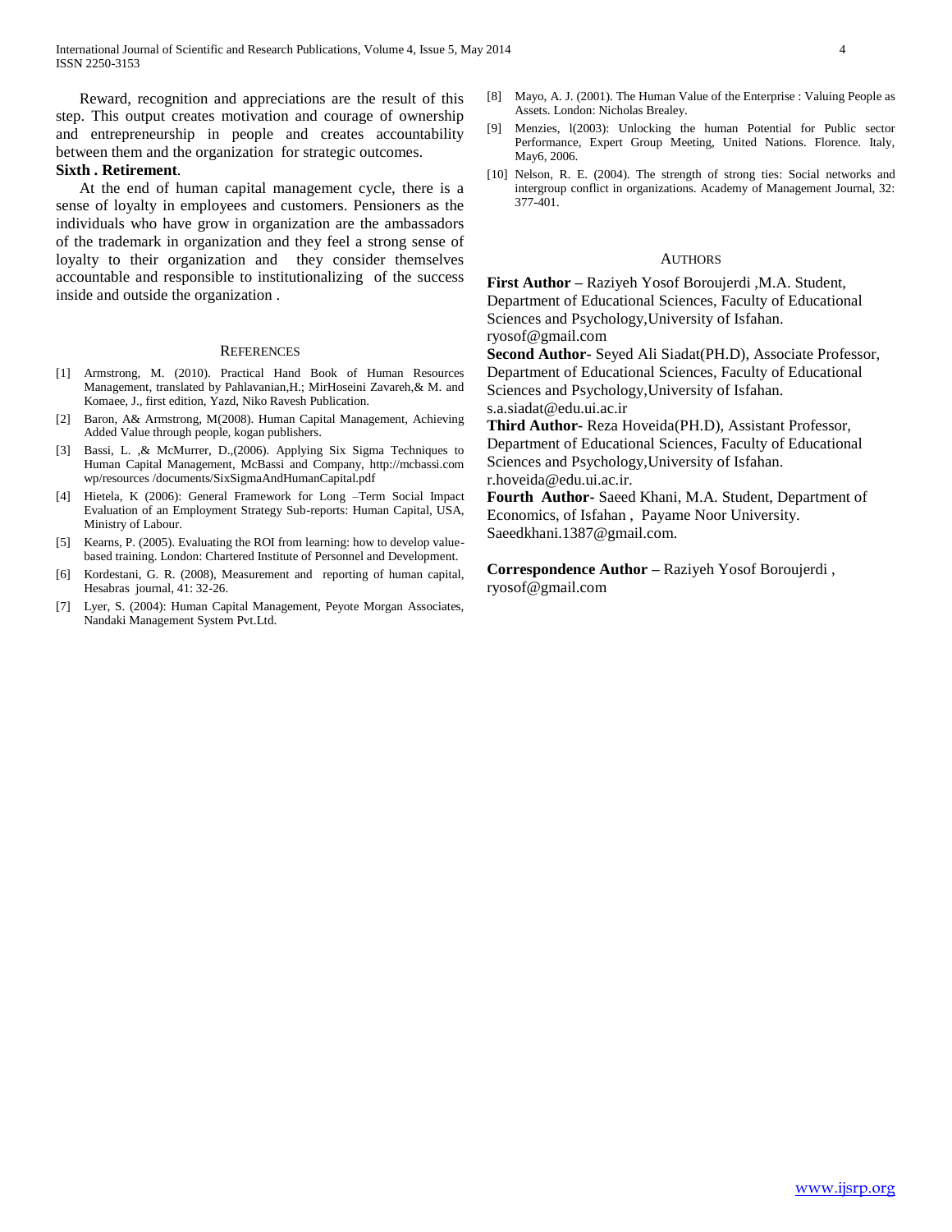Reward, recognition and appreciations are the result of this step. This output creates motivation and courage of ownership and entrepreneurship in people and creates accountability between them and the organization for strategic outcomes.

**Sixth . Retirement**.

At the end of human capital management cycle, there is a sense of loyalty in employees and customers. Pensioners as the individuals who have grow in organization are the ambassadors of the trademark in organization and they feel a strong sense of loyalty to their organization and they consider themselves accountable and responsible to institutionalizing of the success inside and outside the organization .

## References

[1] Armstrong, M. (2010). Practical Hand Book of Human Resources Management, translated by Pahlavanian,H.; MirHoseini Zavareh,& M. and Komaee, J., first edition, Yazd, Niko Ravesh Publication.

[2] Baron, A& Armstrong, M(2008). Human Capital Management, Achieving Added Value through people, kogan publishers.

[3] Bassi, L. ,& McMurrer, D.,(2006). Applying Six Sigma Techniques to Human Capital Management, McBassi and Company, http://mcbassi.com wp/resources /documents/SixSigmaAndHumanCapital.pdf

[4] Hietela, K (2006): General Framework for Long –Term Social Impact Evaluation of an Employment Strategy Sub-reports: Human Capital, USA, Ministry of Labour.

[5] Kearns, P. (2005). Evaluating the ROI from learning: how to develop value-based training. London: Chartered Institute of Personnel and Development.

[6] Kordestani, G. R. (2008), Measurement and reporting of human capital, Hesabras journal, 41: 32-26.

[7] Lyer, S. (2004): Human Capital Management, Peyote Morgan Associates, Nandaki Management System Pvt.Ltd.

[8] Mayo, A. J. (2001). The Human Value of the Enterprise : Valuing People as Assets. London: Nicholas Brealey.

[9] Menzies, l(2003): Unlocking the human Potential for Public sector Performance, Expert Group Meeting, United Nations. Florence. Italy, May6, 2006.

[10] Nelson, R. E. (2004). The strength of strong ties: Social networks and intergroup conflict in organizations. Academy of Management Journal, 32: 377-401.

## Authors

**First Author –** Raziyeh Yosof Boroujerdi ,M.A. Student, Department of Educational Sciences, Faculty of Educational Sciences and Psychology,University of Isfahan. ryosof@gmail.com

**Second Author-** Seyed Ali Siadat(PH.D), Associate Professor, Department of Educational Sciences, Faculty of Educational Sciences and Psychology,University of Isfahan. s.a.siadat@edu.ui.ac.ir

**Third Author-** Reza Hoveida(PH.D), Assistant Professor, Department of Educational Sciences, Faculty of Educational Sciences and Psychology,University of Isfahan. r.hoveida@edu.ui.ac.ir.

**Fourth Author-** Saeed Khani, M.A. Student, Department of Economics, of Isfahan , Payame Noor University. Saeedkhani.1387@gmail.com.

**Correspondence Author –** Raziyeh Yosof Boroujerdi , ryosof@gmail.com